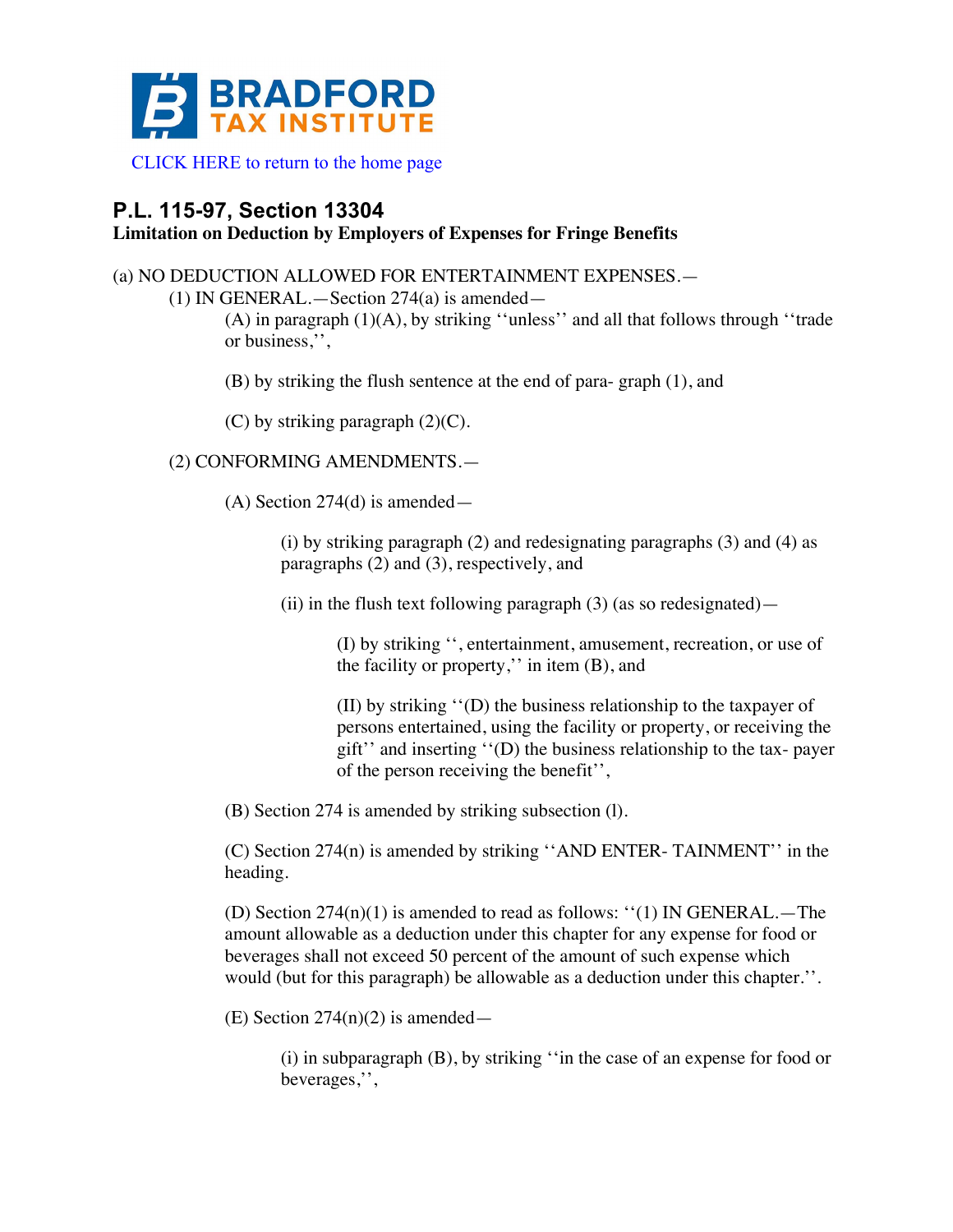BRADFORD TAX INSTITUTE

CLICK HERE to return to the home page

## P.L. 115-97, Section 13304

**Limitation on Deduction by Employers of Expenses for Fringe Benefits**

(a) NO DEDUCTION ALLOWED FOR ENTERTAINMENT EXPENSES.—

(1) IN GENERAL.—Section 274(a) is amended—

(A) in paragraph (1)(A), by striking ''unless'' and all that follows through ''trade or business,'',

(B) by striking the flush sentence at the end of para- graph (1), and

(C) by striking paragraph (2)(C).

(2) CONFORMING AMENDMENTS.—

(A) Section 274(d) is amended—

(i) by striking paragraph (2) and redesignating paragraphs (3) and (4) as paragraphs (2) and (3), respectively, and

(ii) in the flush text following paragraph (3) (as so redesignated)—

(I) by striking '', entertainment, amusement, recreation, or use of the facility or property,'' in item (B), and

(II) by striking ''(D) the business relationship to the taxpayer of persons entertained, using the facility or property, or receiving the gift'' and inserting ''(D) the business relationship to the tax- payer of the person receiving the benefit'',

(B) Section 274 is amended by striking subsection (l).

(C) Section 274(n) is amended by striking ''AND ENTER- TAINMENT'' in the heading.

(D) Section 274(n)(1) is amended to read as follows: ''(1) IN GENERAL.—The amount allowable as a deduction under this chapter for any expense for food or beverages shall not exceed 50 percent of the amount of such expense which would (but for this paragraph) be allowable as a deduction under this chapter.''.

(E) Section 274(n)(2) is amended—

(i) in subparagraph (B), by striking ''in the case of an expense for food or beverages,'',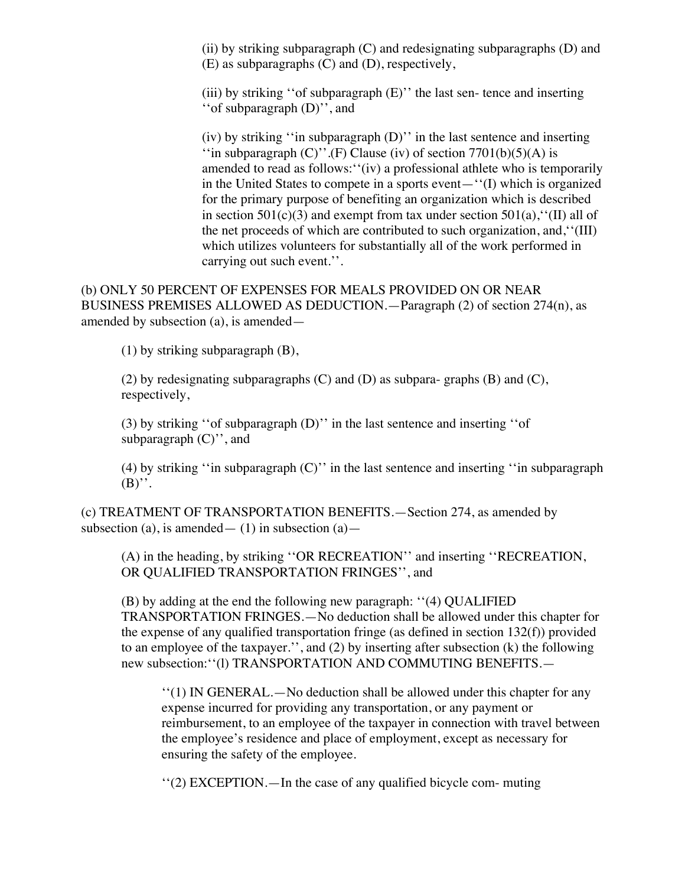(ii) by striking subparagraph (C) and redesignating subparagraphs (D) and (E) as subparagraphs (C) and (D), respectively,

(iii) by striking ''of subparagraph (E)'' the last sen- tence and inserting ''of subparagraph (D)'', and

(iv) by striking ''in subparagraph (D)'' in the last sentence and inserting ''in subparagraph (C)''.(F) Clause (iv) of section 7701(b)(5)(A) is amended to read as follows:''(iv) a professional athlete who is temporarily in the United States to compete in a sports event—''(I) which is organized for the primary purpose of benefiting an organization which is described in section 501(c)(3) and exempt from tax under section 501(a),''(II) all of the net proceeds of which are contributed to such organization, and,''(III) which utilizes volunteers for substantially all of the work performed in carrying out such event.''.

(b) ONLY 50 PERCENT OF EXPENSES FOR MEALS PROVIDED ON OR NEAR BUSINESS PREMISES ALLOWED AS DEDUCTION.—Paragraph (2) of section 274(n), as amended by subsection (a), is amended—

(1) by striking subparagraph (B),

(2) by redesignating subparagraphs (C) and (D) as subpara- graphs (B) and (C), respectively,

(3) by striking ''of subparagraph (D)'' in the last sentence and inserting ''of subparagraph (C)'', and

(4) by striking ''in subparagraph (C)'' in the last sentence and inserting ''in subparagraph (B)''.

(c) TREATMENT OF TRANSPORTATION BENEFITS.—Section 274, as amended by subsection (a), is amended— (1) in subsection (a)—

(A) in the heading, by striking ''OR RECREATION'' and inserting ''RECREATION, OR QUALIFIED TRANSPORTATION FRINGES'', and

(B) by adding at the end the following new paragraph: ''(4) QUALIFIED TRANSPORTATION FRINGES.—No deduction shall be allowed under this chapter for the expense of any qualified transportation fringe (as defined in section 132(f)) provided to an employee of the taxpayer.'', and (2) by inserting after subsection (k) the following new subsection:''(l) TRANSPORTATION AND COMMUTING BENEFITS.—

''(1) IN GENERAL.—No deduction shall be allowed under this chapter for any expense incurred for providing any transportation, or any payment or reimbursement, to an employee of the taxpayer in connection with travel between the employee's residence and place of employment, except as necessary for ensuring the safety of the employee.

''(2) EXCEPTION.—In the case of any qualified bicycle com- muting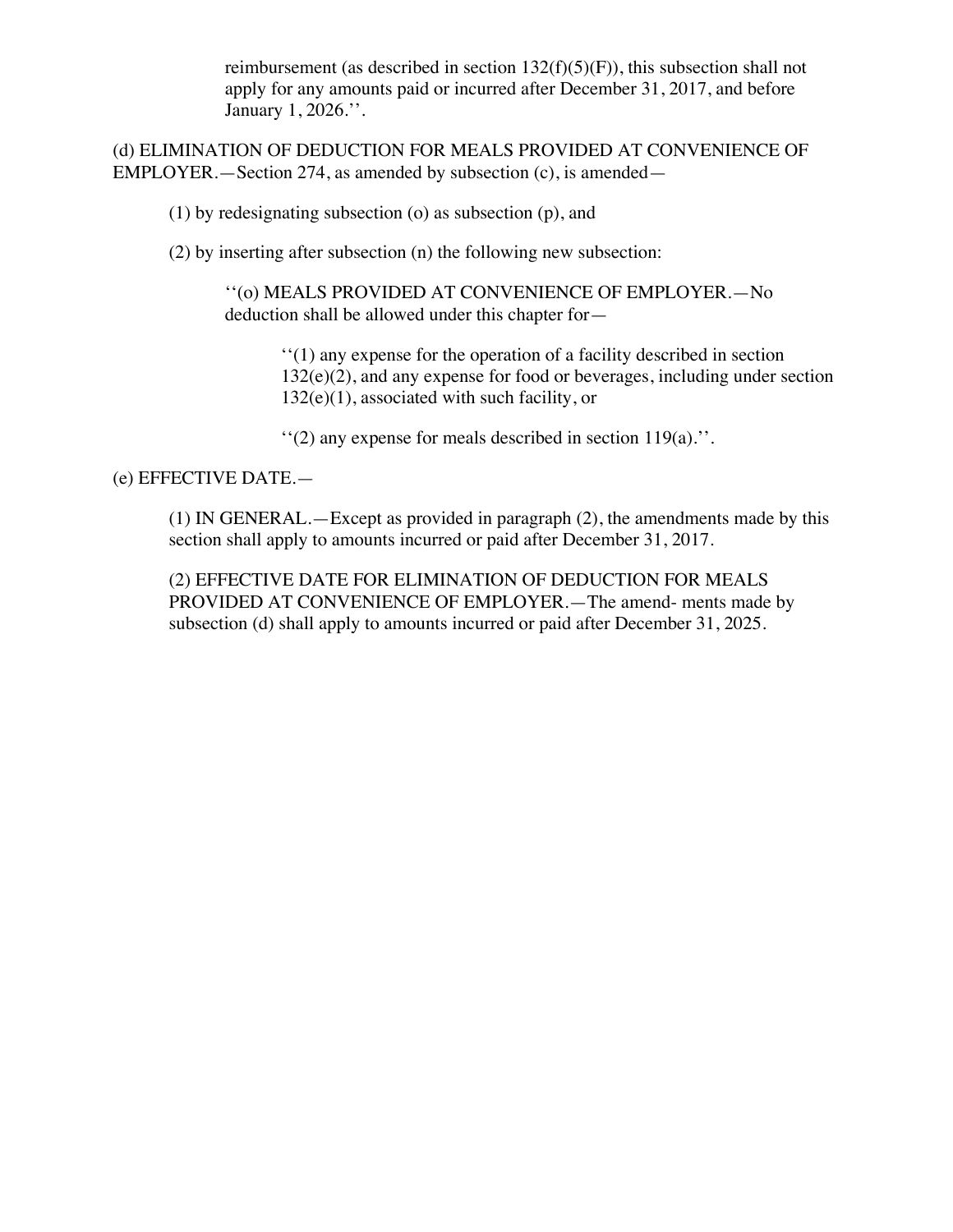reimbursement (as described in section 132(f)(5)(F)), this subsection shall not apply for any amounts paid or incurred after December 31, 2017, and before January 1, 2026.''.

(d) ELIMINATION OF DEDUCTION FOR MEALS PROVIDED AT CONVENIENCE OF EMPLOYER.—Section 274, as amended by subsection (c), is amended—

(1) by redesignating subsection (o) as subsection (p), and

(2) by inserting after subsection (n) the following new subsection:

''(o) MEALS PROVIDED AT CONVENIENCE OF EMPLOYER.—No deduction shall be allowed under this chapter for—

''(1) any expense for the operation of a facility described in section 132(e)(2), and any expense for food or beverages, including under section 132(e)(1), associated with such facility, or

''(2) any expense for meals described in section 119(a).''.

(e) EFFECTIVE DATE.—

(1) IN GENERAL.—Except as provided in paragraph (2), the amendments made by this section shall apply to amounts incurred or paid after December 31, 2017.

(2) EFFECTIVE DATE FOR ELIMINATION OF DEDUCTION FOR MEALS PROVIDED AT CONVENIENCE OF EMPLOYER.—The amend- ments made by subsection (d) shall apply to amounts incurred or paid after December 31, 2025.